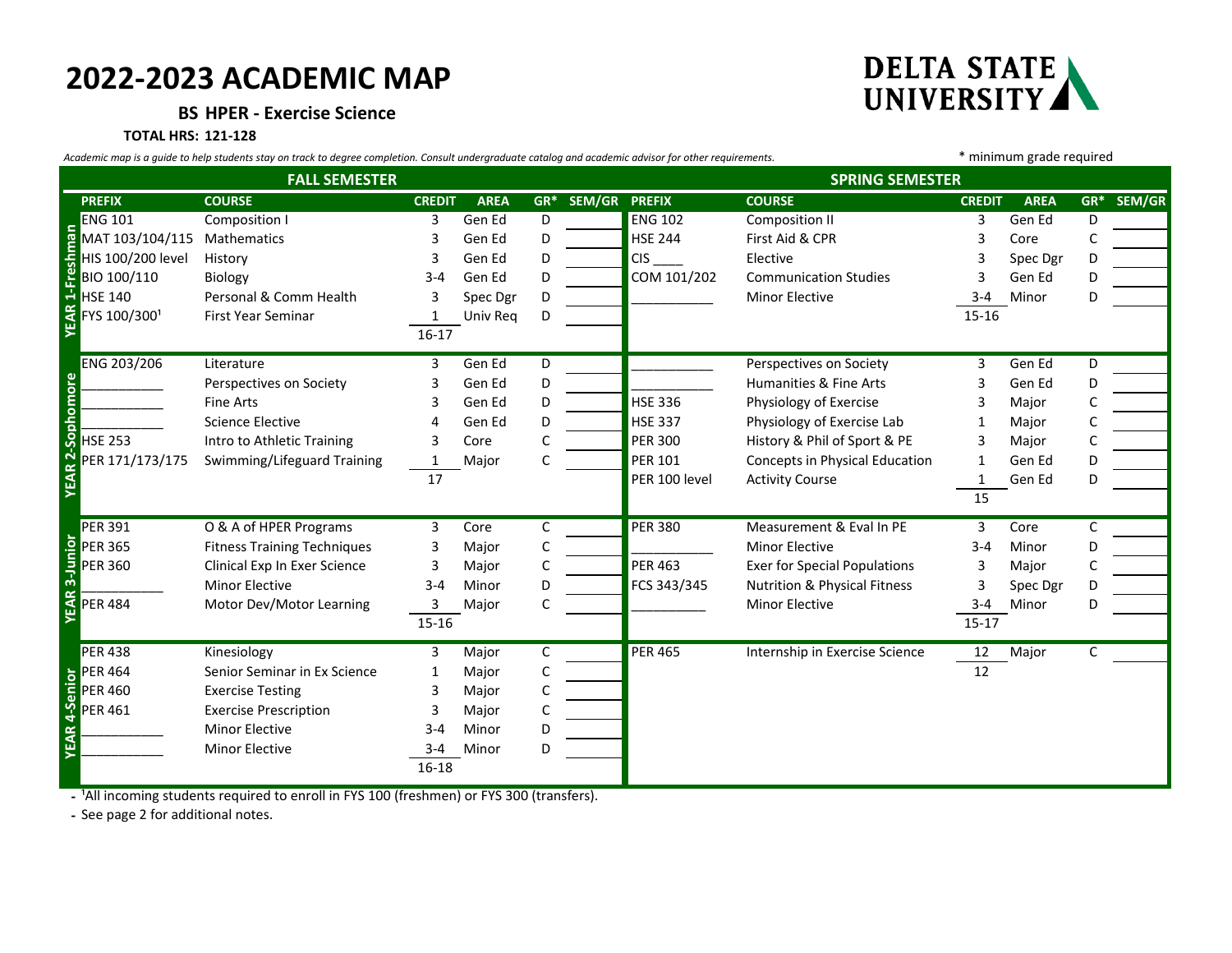# 2022-2023 ACADEMIC MAP

**BS HPER - Exercise Science**

**TOTAL HRS: 121-128**

*Academic map is a guide to help students stay on track to degree completion. Consult undergraduate catalog and academic advisor for other requirements.*

\* minimum grade required

| | FALL SEMESTER | | | | | | SPRING SEMESTER | | | | | |
|---|---|---|---|---|---|---|---|---|---|---|---|---|
| | **PREFIX** | **COURSE** | **CREDIT** | **AREA** | **GR*** | **SEM/GR** | **PREFIX** | **COURSE** | **CREDIT** | **AREA** | **GR*** | **SEM/GR** |
| **YEAR 1-Freshman** | ENG 101 | Composition I | 3 | Gen Ed | D | | ENG 102 | Composition II | 3 | Gen Ed | D | |
| | MAT 103/104/115 | Mathematics | 3 | Gen Ed | D | | HSE 244 | First Aid & CPR | 3 | Core | C | |
| | HIS 100/200 level | History | 3 | Gen Ed | D | | CIS ____ | Elective | 3 | Spec Dgr | D | |
| | BIO 100/110 | Biology | 3-4 | Gen Ed | D | | COM 101/202 | Communication Studies | 3 | Gen Ed | D | |
| | HSE 140 | Personal & Comm Health | 3 | Spec Dgr | D | | ___________ | Minor Elective | 3-4 | Minor | D | |
| | FYS 100/300[1] | First Year Seminar | 1 | Univ Req | D | | | | 15-16 | | | |
| | | | 16-17 | | | | | | | | | |
| **YEAR 2-Sophomore** | ENG 203/206 | Literature | 3 | Gen Ed | D | | ___________ | Perspectives on Society | 3 | Gen Ed | D | |
| | ___________ | Perspectives on Society | 3 | Gen Ed | D | | ___________ | Humanities & Fine Arts | 3 | Gen Ed | D | |
| | ___________ | Fine Arts | 3 | Gen Ed | D | | HSE 336 | Physiology of Exercise | 3 | Major | C | |
| | ___________ | Science Elective | 4 | Gen Ed | D | | HSE 337 | Physiology of Exercise Lab | 1 | Major | C | |
| | HSE 253 | Intro to Athletic Training | 3 | Core | C | | PER 300 | History & Phil of Sport & PE | 3 | Major | C | |
| | PER 171/173/175 | Swimming/Lifeguard Training | 1 | Major | C | | PER 101 | Concepts in Physical Education | 1 | Gen Ed | D | |
| | | | 17 | | | | PER 100 level | Activity Course | 1 | Gen Ed | D | |
| | | | | | | | | | 15 | | | |
| **YEAR 3-Junior** | PER 391 | O & A of HPER Programs | 3 | Core | C | | PER 380 | Measurement & Eval In PE | 3 | Core | C | |
| | PER 365 | Fitness Training Techniques | 3 | Major | C | | ___________ | Minor Elective | 3-4 | Minor | D | |
| | PER 360 | Clinical Exp In Exer Science | 3 | Major | C | | PER 463 | Exer for Special Populations | 3 | Major | C | |
| | ___________ | Minor Elective | 3-4 | Minor | D | | FCS 343/345 | Nutrition & Physical Fitness | 3 | Spec Dgr | D | |
| | PER 484 | Motor Dev/Motor Learning | 3 | Major | C | | ___________ | Minor Elective | 3-4 | Minor | D | |
| | | | 15-16 | | | | | | 15-17 | | | |
| **YEAR 4-Senior** | PER 438 | Kinesiology | 3 | Major | C | | PER 465 | Internship in Exercise Science | 12 | Major | C | |
| | PER 464 | Senior Seminar in Ex Science | 1 | Major | C | | | | 12 | | | |
| | PER 460 | Exercise Testing | 3 | Major | C | | | | | | | |
| | PER 461 | Exercise Prescription | 3 | Major | C | | | | | | | |
| | ___________ | Minor Elective | 3-4 | Minor | D | | | | | | | |
| | ___________ | Minor Elective | 3-4 | Minor | D | | | | | | | |
| | | | 16-18 | | | | | | | | | |

- [1]All incoming students required to enroll in FYS 100 (freshmen) or FYS 300 (transfers).
- See page 2 for additional notes.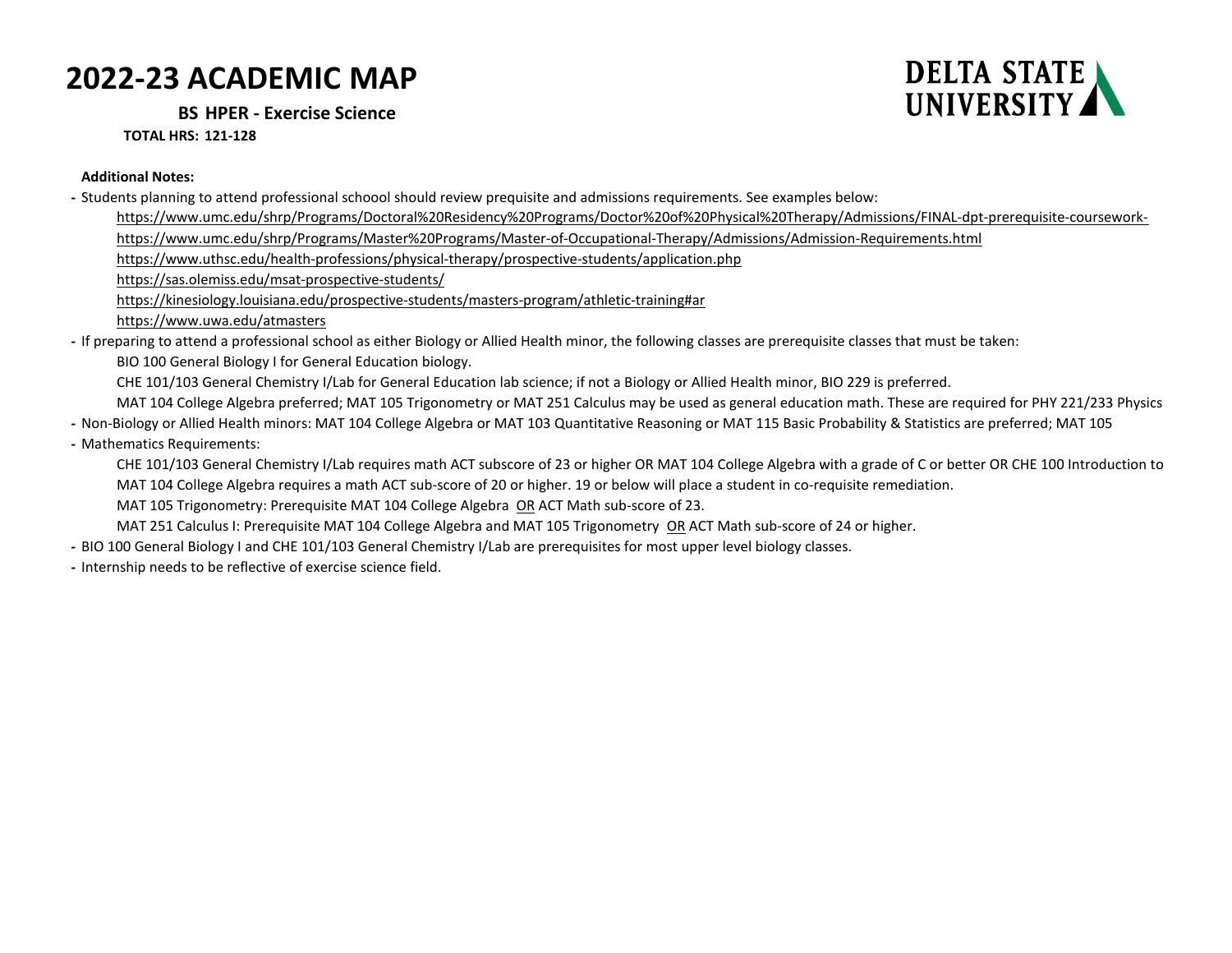# 2022-23 ACADEMIC MAP

**BS HPER - Exercise Science**

**TOTAL HRS: 121-128**

**Additional Notes:**

- Students planning to attend professional schoool should review prequisite and admissions requirements. See examples below:
  - https://www.umc.edu/shrp/Programs/Doctoral%20Residency%20Programs/Doctor%20of%20Physical%20Therapy/Admissions/FINAL-dpt-prerequisite-coursework-
  - https://www.umc.edu/shrp/Programs/Master%20Programs/Master-of-Occupational-Therapy/Admissions/Admission-Requirements.html
  - https://www.uthsc.edu/health-professions/physical-therapy/prospective-students/application.php
  - https://sas.olemiss.edu/msat-prospective-students/
  - https://kinesiology.louisiana.edu/prospective-students/masters-program/athletic-training#ar
  - https://www.uwa.edu/atmasters
- If preparing to attend a professional school as either Biology or Allied Health minor, the following classes are prerequisite classes that must be taken:
  - BIO 100 General Biology I for General Education biology.
  - CHE 101/103 General Chemistry I/Lab for General Education lab science; if not a Biology or Allied Health minor, BIO 229 is preferred.
  - MAT 104 College Algebra preferred; MAT 105 Trigonometry or MAT 251 Calculus may be used as general education math. These are required for PHY 221/233 Physics
- Non-Biology or Allied Health minors: MAT 104 College Algebra or MAT 103 Quantitative Reasoning or MAT 115 Basic Probability & Statistics are preferred; MAT 105
- Mathematics Requirements:
  - CHE 101/103 General Chemistry I/Lab requires math ACT subscore of 23 or higher OR MAT 104 College Algebra with a grade of C or better OR CHE 100 Introduction to
  - MAT 104 College Algebra requires a math ACT sub-score of 20 or higher. 19 or below will place a student in co-requisite remediation.
  - MAT 105 Trigonometry: Prerequisite MAT 104 College Algebra OR ACT Math sub-score of 23.
  - MAT 251 Calculus I: Prerequisite MAT 104 College Algebra and MAT 105 Trigonometry OR ACT Math sub-score of 24 or higher.
- BIO 100 General Biology I and CHE 101/103 General Chemistry I/Lab are prerequisites for most upper level biology classes.
- Internship needs to be reflective of exercise science field.